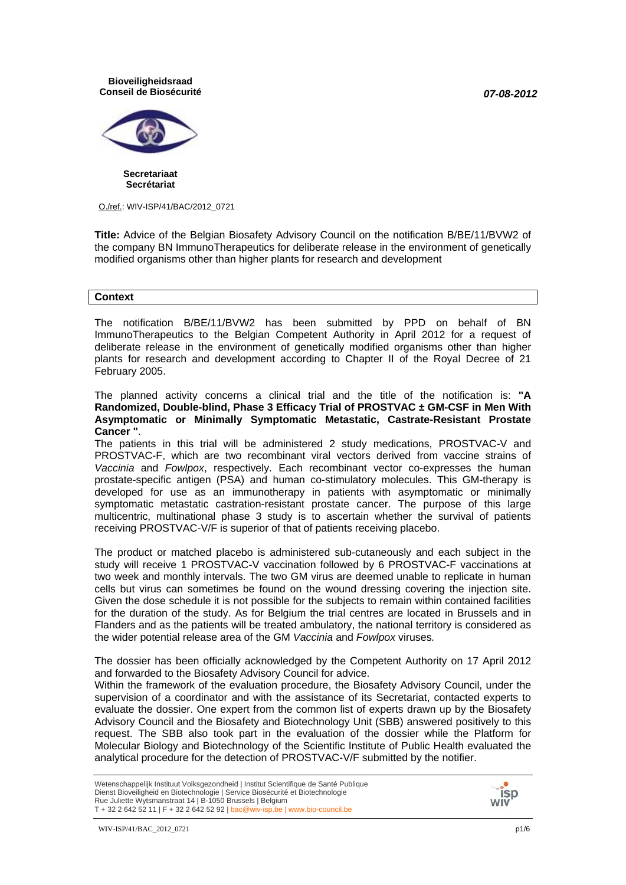**Bioveiligheidsraad**
**Conseil de Biosécurité**

***07-08-2012***

**Secretariaat**
**Secrétariat**

O./ref.: WIV-ISP/41/BAC/2012_0721

**Title:** Advice of the Belgian Biosafety Advisory Council on the notification B/BE/11/BVW2 of the company BN ImmunoTherapeutics for deliberate release in the environment of genetically modified organisms other than higher plants for research and development

## Context

The notification B/BE/11/BVW2 has been submitted by PPD on behalf of BN ImmunoTherapeutics to the Belgian Competent Authority in April 2012 for a request of deliberate release in the environment of genetically modified organisms other than higher plants for research and development according to Chapter II of the Royal Decree of 21 February 2005.

The planned activity concerns a clinical trial and the title of the notification is: **"A Randomized, Double-blind, Phase 3 Efficacy Trial of PROSTVAC ± GM-CSF in Men With Asymptomatic or Minimally Symptomatic Metastatic, Castrate-Resistant Prostate Cancer "**.

The patients in this trial will be administered 2 study medications, PROSTVAC-V and PROSTVAC-F, which are two recombinant viral vectors derived from vaccine strains of *Vaccinia* and *Fowlpox*, respectively. Each recombinant vector co-expresses the human prostate-specific antigen (PSA) and human co-stimulatory molecules. This GM-therapy is developed for use as an immunotherapy in patients with asymptomatic or minimally symptomatic metastatic castration-resistant prostate cancer. The purpose of this large multicentric, multinational phase 3 study is to ascertain whether the survival of patients receiving PROSTVAC-V/F is superior of that of patients receiving placebo.

The product or matched placebo is administered sub-cutaneously and each subject in the study will receive 1 PROSTVAC-V vaccination followed by 6 PROSTVAC-F vaccinations at two week and monthly intervals. The two GM virus are deemed unable to replicate in human cells but virus can sometimes be found on the wound dressing covering the injection site. Given the dose schedule it is not possible for the subjects to remain within contained facilities for the duration of the study. As for Belgium the trial centres are located in Brussels and in Flanders and as the patients will be treated ambulatory, the national territory is considered as the wider potential release area of the GM *Vaccinia* and *Fowlpox* viruses.

The dossier has been officially acknowledged by the Competent Authority on 17 April 2012 and forwarded to the Biosafety Advisory Council for advice.

Within the framework of the evaluation procedure, the Biosafety Advisory Council, under the supervision of a coordinator and with the assistance of its Secretariat, contacted experts to evaluate the dossier. One expert from the common list of experts drawn up by the Biosafety Advisory Council and the Biosafety and Biotechnology Unit (SBB) answered positively to this request. The SBB also took part in the evaluation of the dossier while the Platform for Molecular Biology and Biotechnology of the Scientific Institute of Public Health evaluated the analytical procedure for the detection of PROSTVAC-V/F submitted by the notifier.

Wetenschappelijk Instituut Volksgezondheid | Institut Scientifique de Santé Publique
Dienst Bioveiligheid en Biotechnologie | Service Biosécurité et Biotechnologie
Rue Juliette Wytsmanstraat 14 | B-1050 Brussels | Belgium
T + 32 2 642 52 11 | F + 32 2 642 52 92 | bac@wiv-isp.be | www.bio-council.be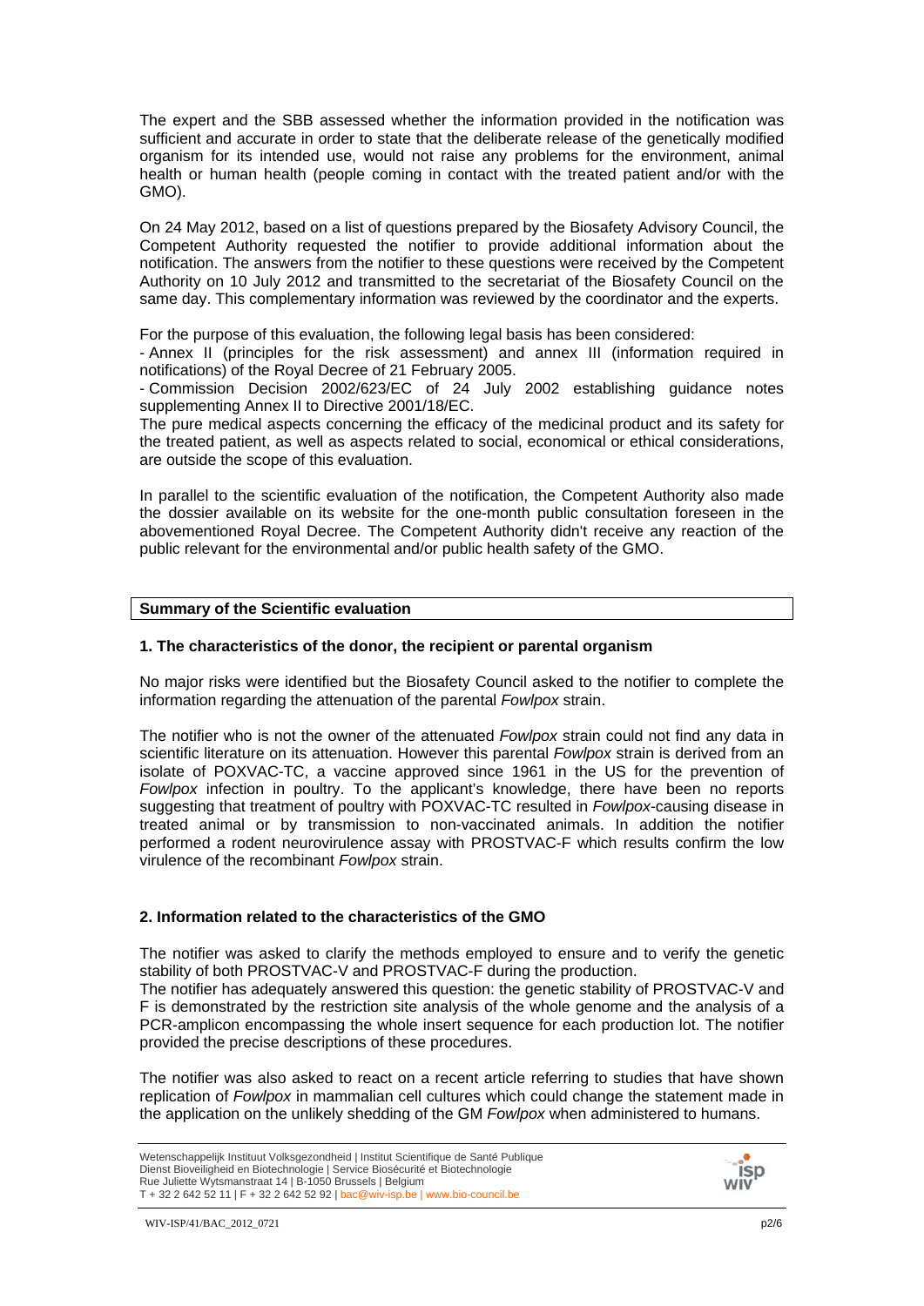The expert and the SBB assessed whether the information provided in the notification was sufficient and accurate in order to state that the deliberate release of the genetically modified organism for its intended use, would not raise any problems for the environment, animal health or human health (people coming in contact with the treated patient and/or with the GMO).

On 24 May 2012, based on a list of questions prepared by the Biosafety Advisory Council, the Competent Authority requested the notifier to provide additional information about the notification. The answers from the notifier to these questions were received by the Competent Authority on 10 July 2012 and transmitted to the secretariat of the Biosafety Council on the same day. This complementary information was reviewed by the coordinator and the experts.

For the purpose of this evaluation, the following legal basis has been considered:

- Annex II (principles for the risk assessment) and annex III (information required in notifications) of the Royal Decree of 21 February 2005.
- Commission Decision 2002/623/EC of 24 July 2002 establishing guidance notes supplementing Annex II to Directive 2001/18/EC.

The pure medical aspects concerning the efficacy of the medicinal product and its safety for the treated patient, as well as aspects related to social, economical or ethical considerations, are outside the scope of this evaluation.

In parallel to the scientific evaluation of the notification, the Competent Authority also made the dossier available on its website for the one-month public consultation foreseen in the abovementioned Royal Decree. The Competent Authority didn't receive any reaction of the public relevant for the environmental and/or public health safety of the GMO.

## Summary of the Scientific evaluation

### 1. The characteristics of the donor, the recipient or parental organism

No major risks were identified but the Biosafety Council asked to the notifier to complete the information regarding the attenuation of the parental *Fowlpox* strain.

The notifier who is not the owner of the attenuated *Fowlpox* strain could not find any data in scientific literature on its attenuation. However this parental *Fowlpox* strain is derived from an isolate of POXVAC-TC, a vaccine approved since 1961 in the US for the prevention of *Fowlpox* infection in poultry. To the applicant's knowledge, there have been no reports suggesting that treatment of poultry with POXVAC-TC resulted in *Fowlpox*-causing disease in treated animal or by transmission to non-vaccinated animals. In addition the notifier performed a rodent neurovirulence assay with PROSTVAC-F which results confirm the low virulence of the recombinant *Fowlpox* strain.

### 2. Information related to the characteristics of the GMO

The notifier was asked to clarify the methods employed to ensure and to verify the genetic stability of both PROSTVAC-V and PROSTVAC-F during the production.

The notifier has adequately answered this question: the genetic stability of PROSTVAC-V and F is demonstrated by the restriction site analysis of the whole genome and the analysis of a PCR-amplicon encompassing the whole insert sequence for each production lot. The notifier provided the precise descriptions of these procedures.

The notifier was also asked to react on a recent article referring to studies that have shown replication of *Fowlpox* in mammalian cell cultures which could change the statement made in the application on the unlikely shedding of the GM *Fowlpox* when administered to humans.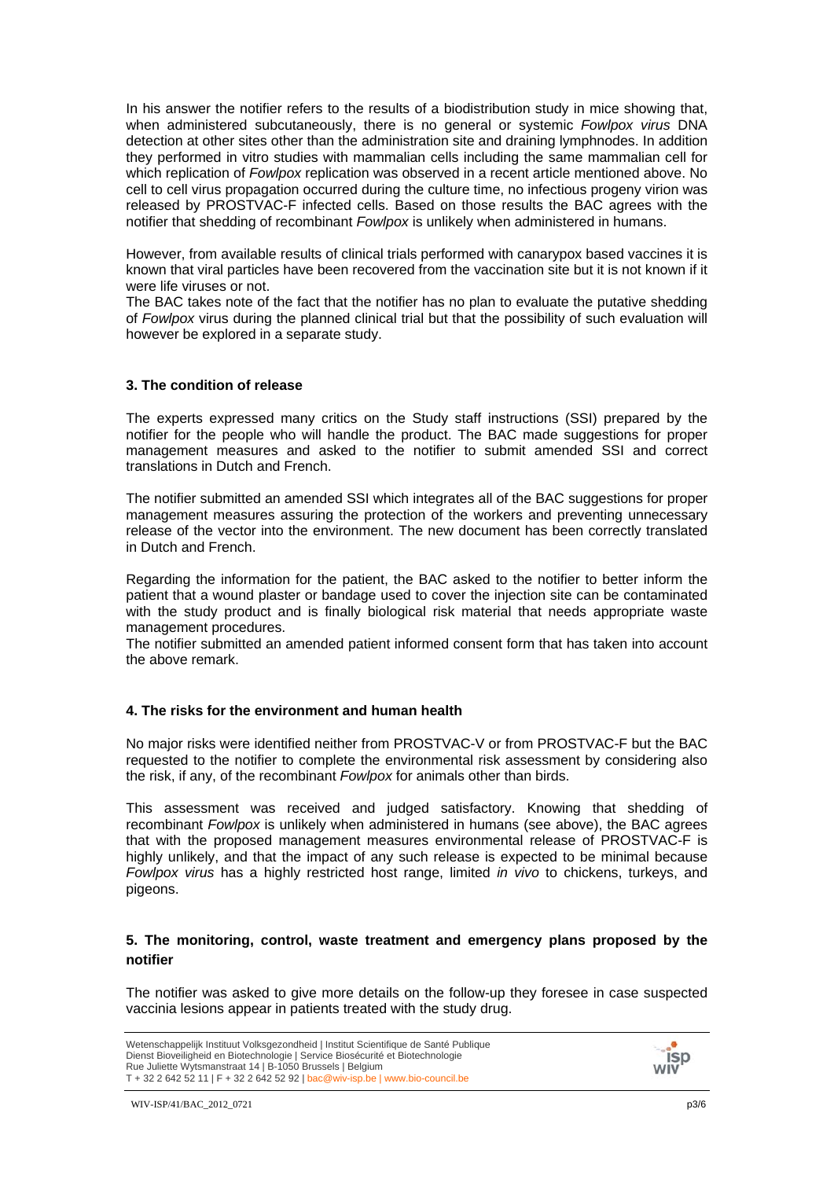In his answer the notifier refers to the results of a biodistribution study in mice showing that, when administered subcutaneously, there is no general or systemic *Fowlpox virus* DNA detection at other sites other than the administration site and draining lymphnodes. In addition they performed in vitro studies with mammalian cells including the same mammalian cell for which replication of *Fowlpox* replication was observed in a recent article mentioned above. No cell to cell virus propagation occurred during the culture time, no infectious progeny virion was released by PROSTVAC-F infected cells. Based on those results the BAC agrees with the notifier that shedding of recombinant *Fowlpox* is unlikely when administered in humans.

However, from available results of clinical trials performed with canarypox based vaccines it is known that viral particles have been recovered from the vaccination site but it is not known if it were life viruses or not.
The BAC takes note of the fact that the notifier has no plan to evaluate the putative shedding of *Fowlpox* virus during the planned clinical trial but that the possibility of such evaluation will however be explored in a separate study.

### 3. The condition of release

The experts expressed many critics on the Study staff instructions (SSI) prepared by the notifier for the people who will handle the product. The BAC made suggestions for proper management measures and asked to the notifier to submit amended SSI and correct translations in Dutch and French.

The notifier submitted an amended SSI which integrates all of the BAC suggestions for proper management measures assuring the protection of the workers and preventing unnecessary release of the vector into the environment. The new document has been correctly translated in Dutch and French.

Regarding the information for the patient, the BAC asked to the notifier to better inform the patient that a wound plaster or bandage used to cover the injection site can be contaminated with the study product and is finally biological risk material that needs appropriate waste management procedures.
The notifier submitted an amended patient informed consent form that has taken into account the above remark.

### 4. The risks for the environment and human health

No major risks were identified neither from PROSTVAC-V or from PROSTVAC-F but the BAC requested to the notifier to complete the environmental risk assessment by considering also the risk, if any, of the recombinant *Fowlpox* for animals other than birds.

This assessment was received and judged satisfactory. Knowing that shedding of recombinant *Fowlpox* is unlikely when administered in humans (see above), the BAC agrees that with the proposed management measures environmental release of PROSTVAC-F is highly unlikely, and that the impact of any such release is expected to be minimal because *Fowlpox virus* has a highly restricted host range, limited *in vivo* to chickens, turkeys, and pigeons.

### 5. The monitoring, control, waste treatment and emergency plans proposed by the notifier

The notifier was asked to give more details on the follow-up they foresee in case suspected vaccinia lesions appear in patients treated with the study drug.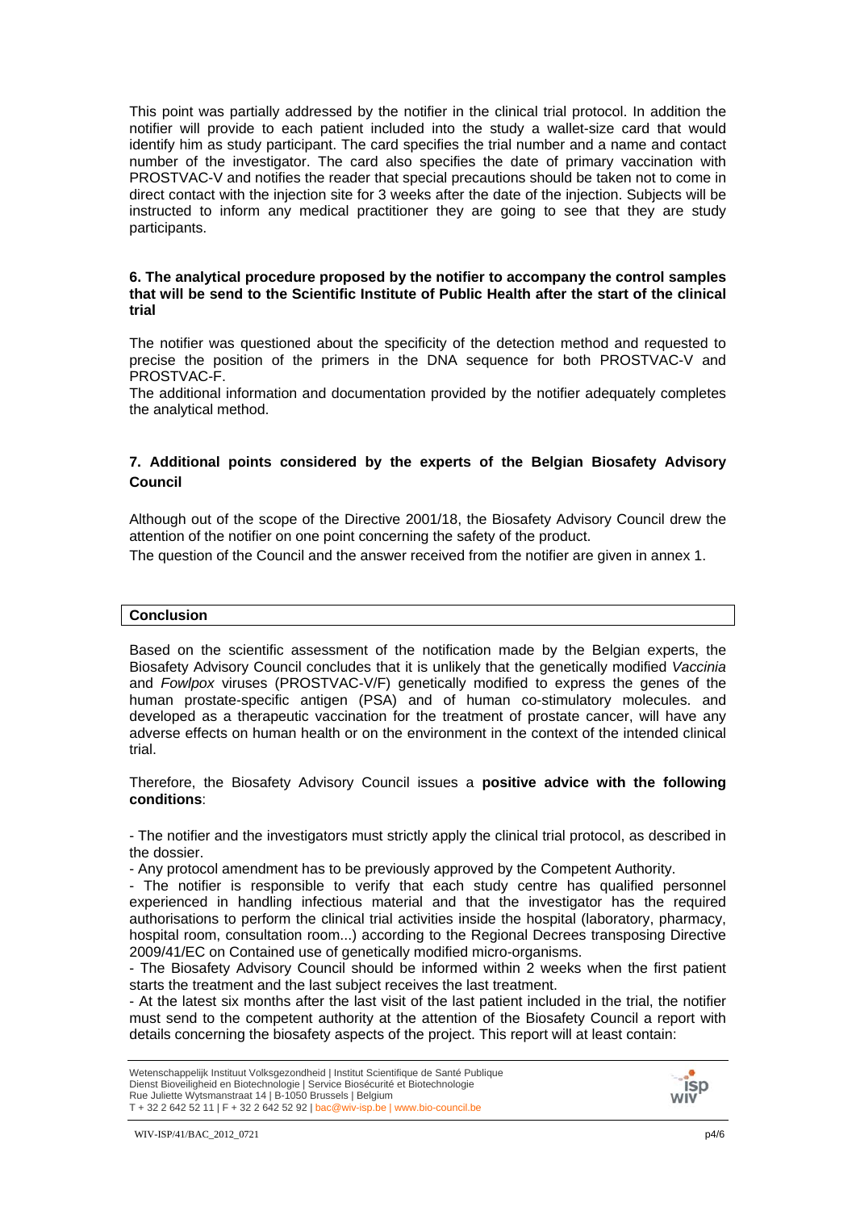This point was partially addressed by the notifier in the clinical trial protocol. In addition the notifier will provide to each patient included into the study a wallet-size card that would identify him as study participant. The card specifies the trial number and a name and contact number of the investigator. The card also specifies the date of primary vaccination with PROSTVAC-V and notifies the reader that special precautions should be taken not to come in direct contact with the injection site for 3 weeks after the date of the injection. Subjects will be instructed to inform any medical practitioner they are going to see that they are study participants.

**6. The analytical procedure proposed by the notifier to accompany the control samples that will be send to the Scientific Institute of Public Health after the start of the clinical trial**

The notifier was questioned about the specificity of the detection method and requested to precise the position of the primers in the DNA sequence for both PROSTVAC-V and PROSTVAC-F.

The additional information and documentation provided by the notifier adequately completes the analytical method.

**7. Additional points considered by the experts of the Belgian Biosafety Advisory Council**

Although out of the scope of the Directive 2001/18, the Biosafety Advisory Council drew the attention of the notifier on one point concerning the safety of the product.

The question of the Council and the answer received from the notifier are given in annex 1.

**Conclusion**

Based on the scientific assessment of the notification made by the Belgian experts, the Biosafety Advisory Council concludes that it is unlikely that the genetically modified *Vaccinia* and *Fowlpox* viruses (PROSTVAC-V/F) genetically modified to express the genes of the human prostate-specific antigen (PSA) and of human co-stimulatory molecules. and developed as a therapeutic vaccination for the treatment of prostate cancer, will have any adverse effects on human health or on the environment in the context of the intended clinical trial.

Therefore, the Biosafety Advisory Council issues a **positive advice with the following conditions**:

- The notifier and the investigators must strictly apply the clinical trial protocol, as described in the dossier.
- Any protocol amendment has to be previously approved by the Competent Authority.
- The notifier is responsible to verify that each study centre has qualified personnel experienced in handling infectious material and that the investigator has the required authorisations to perform the clinical trial activities inside the hospital (laboratory, pharmacy, hospital room, consultation room...) according to the Regional Decrees transposing Directive 2009/41/EC on Contained use of genetically modified micro-organisms.
- The Biosafety Advisory Council should be informed within 2 weeks when the first patient starts the treatment and the last subject receives the last treatment.
- At the latest six months after the last visit of the last patient included in the trial, the notifier must send to the competent authority at the attention of the Biosafety Council a report with details concerning the biosafety aspects of the project. This report will at least contain: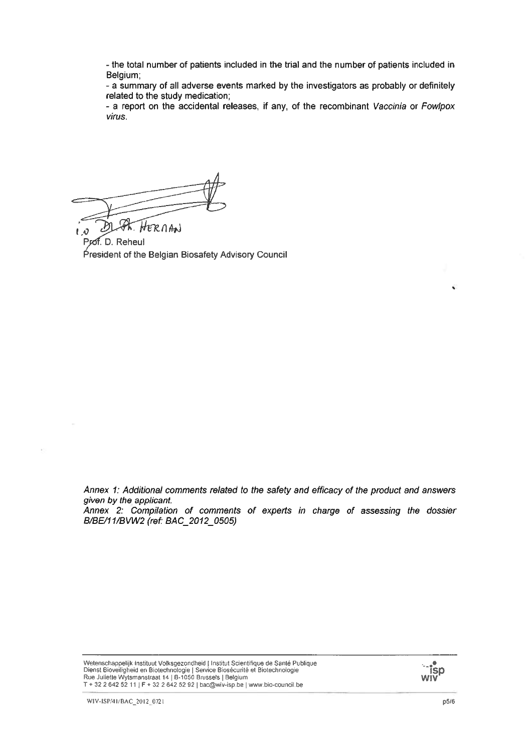- the total number of patients included in the trial and the number of patients included in Belgium;

- a summary of all adverse events marked by the investigators as probably or definitely related to the study medication;

- a report on the accidental releases, if any, of the recombinant *Vaccinia* or *Fowlpox virus*.

i.o. Dr. Ph. Herman

Prof. D. Reheul
President of the Belgian Biosafety Advisory Council

*Annex 1: Additional comments related to the safety and efficacy of the product and answers given by the applicant.*
*Annex 2: Compilation of comments of experts in charge of assessing the dossier B/BE/11/BVW2 (ref: BAC_2012_0505)*

Wetenschappelijk Instituut Volksgezondheid | Institut Scientifique de Santé Publique
Dienst Bioveiligheid en Biotechnologie | Service Biosécurité et Biotechnologie
Rue Juliette Wytsmanstraat 14 | B-1050 Brussels | Belgium
T + 32 2 642 52 11 | F + 32 2 642 52 92 | bac@wiv-isp.be | www.bio-council.be

WIV-ISP/41/BAC_2012_0721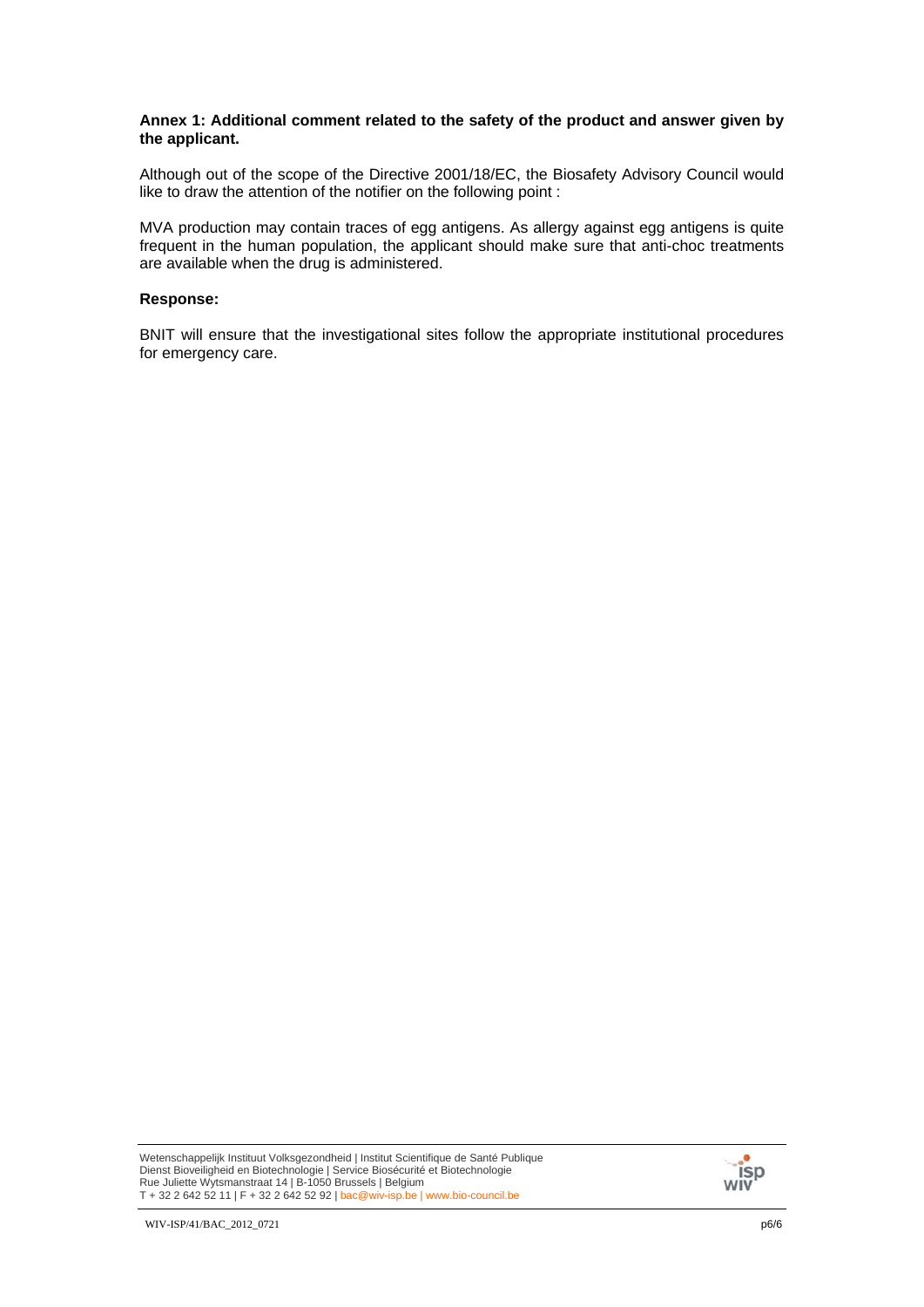**Annex 1: Additional comment related to the safety of the product and answer given by the applicant.**

Although out of the scope of the Directive 2001/18/EC, the Biosafety Advisory Council would like to draw the attention of the notifier on the following point :

MVA production may contain traces of egg antigens. As allergy against egg antigens is quite frequent in the human population, the applicant should make sure that anti-choc treatments are available when the drug is administered.

**Response:**

BNIT will ensure that the investigational sites follow the appropriate institutional procedures for emergency care.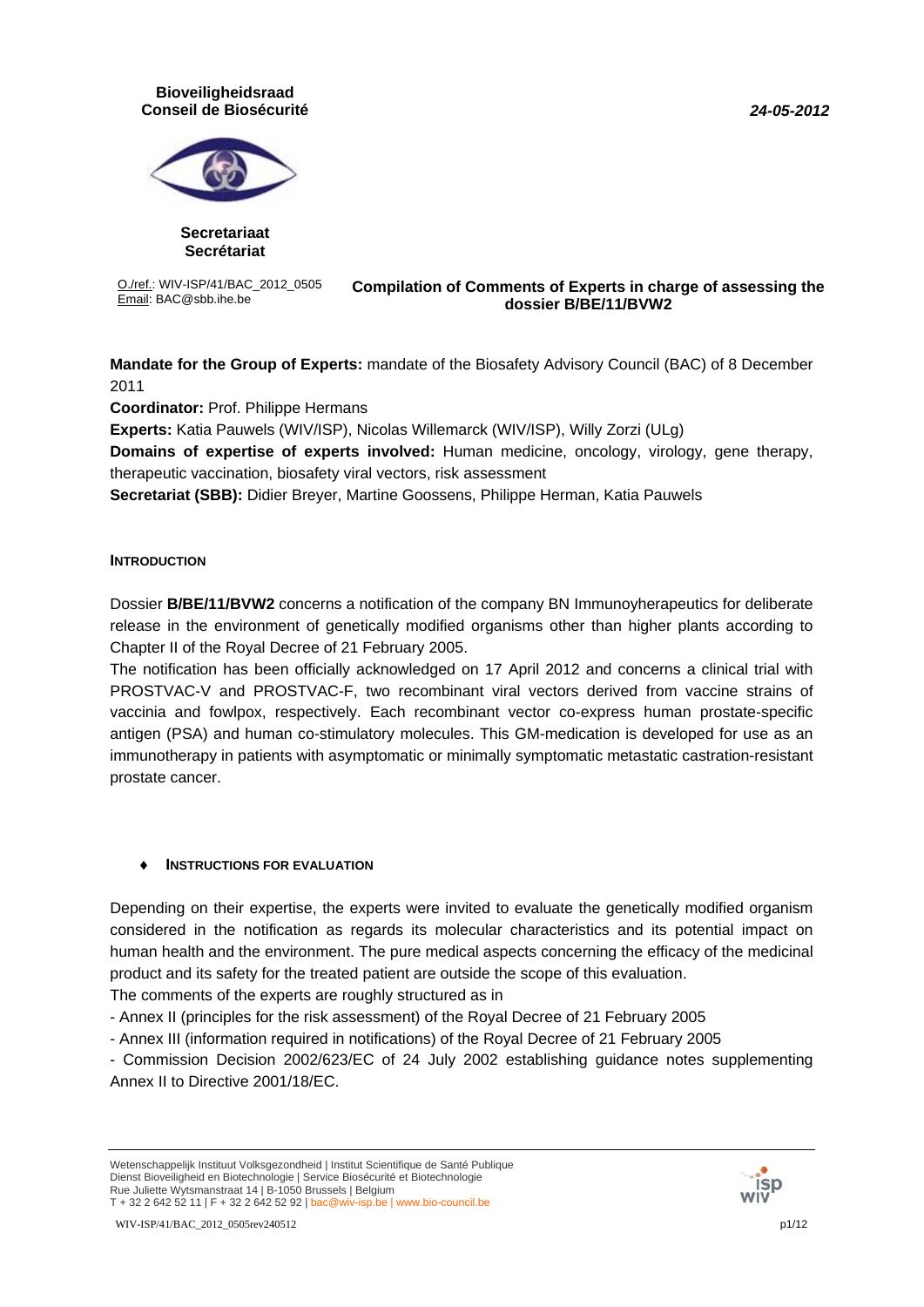Bioveiligheidsraad
Conseil de Biosécurité

*24-05-2012*

Secretariaat
Secrétariat

O./ref.: WIV-ISP/41/BAC_2012_0505
Email: BAC@sbb.ihe.be

**Compilation of Comments of Experts in charge of assessing the dossier B/BE/11/BVW2**

**Mandate for the Group of Experts:** mandate of the Biosafety Advisory Council (BAC) of 8 December 2011

**Coordinator:** Prof. Philippe Hermans

**Experts:** Katia Pauwels (WIV/ISP), Nicolas Willemarck (WIV/ISP), Willy Zorzi (ULg)

**Domains of expertise of experts involved:** Human medicine, oncology, virology, gene therapy, therapeutic vaccination, biosafety viral vectors, risk assessment

**Secretariat (SBB):** Didier Breyer, Martine Goossens, Philippe Herman, Katia Pauwels

## INTRODUCTION

Dossier **B/BE/11/BVW2** concerns a notification of the company BN Immunoyherapeutics for deliberate release in the environment of genetically modified organisms other than higher plants according to Chapter II of the Royal Decree of 21 February 2005.

The notification has been officially acknowledged on 17 April 2012 and concerns a clinical trial with PROSTVAC-V and PROSTVAC-F, two recombinant viral vectors derived from vaccine strains of vaccinia and fowlpox, respectively. Each recombinant vector co-express human prostate-specific antigen (PSA) and human co-stimulatory molecules. This GM-medication is developed for use as an immunotherapy in patients with asymptomatic or minimally symptomatic metastatic castration-resistant prostate cancer.

### ♦ INSTRUCTIONS FOR EVALUATION

Depending on their expertise, the experts were invited to evaluate the genetically modified organism considered in the notification as regards its molecular characteristics and its potential impact on human health and the environment. The pure medical aspects concerning the efficacy of the medicinal product and its safety for the treated patient are outside the scope of this evaluation.

The comments of the experts are roughly structured as in

- Annex II (principles for the risk assessment) of the Royal Decree of 21 February 2005
- Annex III (information required in notifications) of the Royal Decree of 21 February 2005
- Commission Decision 2002/623/EC of 24 July 2002 establishing guidance notes supplementing Annex II to Directive 2001/18/EC.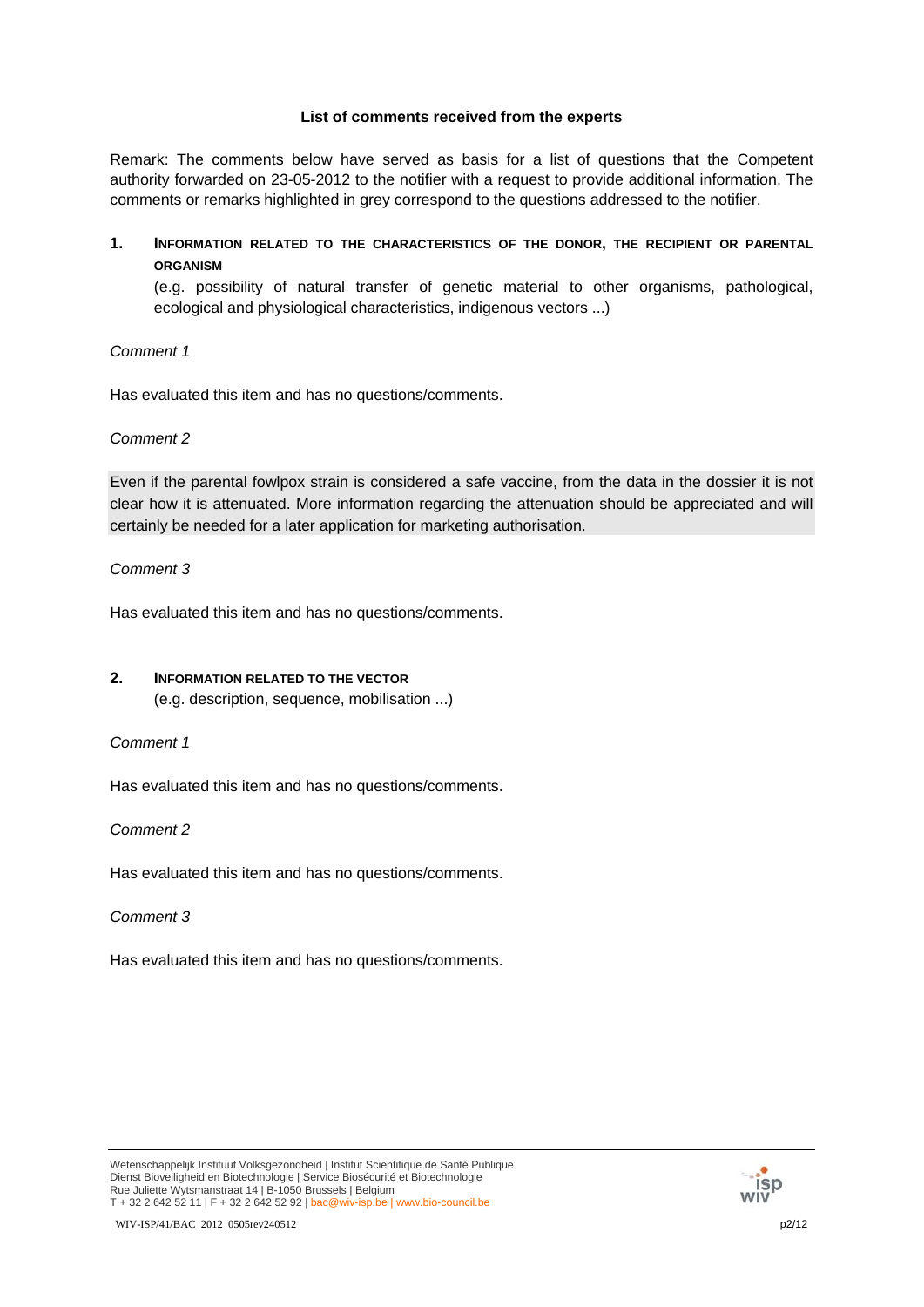**List of comments received from the experts**

Remark: The comments below have served as basis for a list of questions that the Competent authority forwarded on 23-05-2012 to the notifier with a request to provide additional information. The comments or remarks highlighted in grey correspond to the questions addressed to the notifier.

## 1. INFORMATION RELATED TO THE CHARACTERISTICS OF THE DONOR, THE RECIPIENT OR PARENTAL ORGANISM

(e.g. possibility of natural transfer of genetic material to other organisms, pathological, ecological and physiological characteristics, indigenous vectors ...)

*Comment 1*

Has evaluated this item and has no questions/comments.

*Comment 2*

Even if the parental fowlpox strain is considered a safe vaccine, from the data in the dossier it is not clear how it is attenuated. More information regarding the attenuation should be appreciated and will certainly be needed for a later application for marketing authorisation.

*Comment 3*

Has evaluated this item and has no questions/comments.

## 2. INFORMATION RELATED TO THE VECTOR

(e.g. description, sequence, mobilisation ...)

*Comment 1*

Has evaluated this item and has no questions/comments.

*Comment 2*

Has evaluated this item and has no questions/comments.

*Comment 3*

Has evaluated this item and has no questions/comments.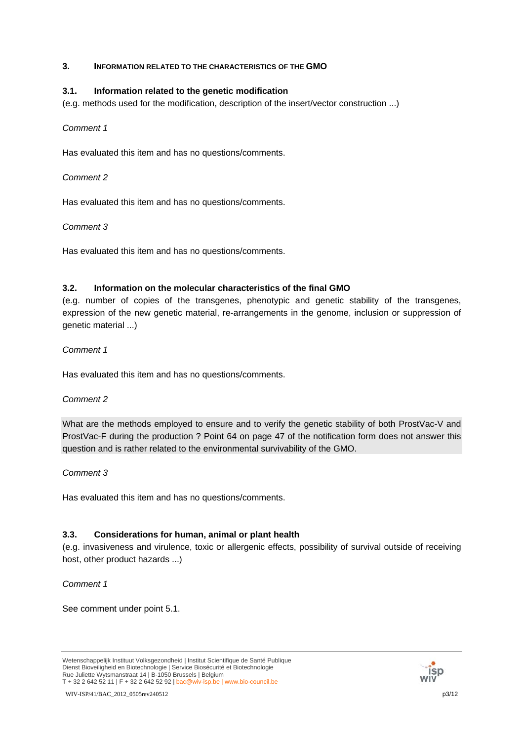## 3. INFORMATION RELATED TO THE CHARACTERISTICS OF THE GMO

### 3.1. Information related to the genetic modification

(e.g. methods used for the modification, description of the insert/vector construction ...)

*Comment 1*

Has evaluated this item and has no questions/comments.

*Comment 2*

Has evaluated this item and has no questions/comments.

*Comment 3*

Has evaluated this item and has no questions/comments.

### 3.2. Information on the molecular characteristics of the final GMO

(e.g. number of copies of the transgenes, phenotypic and genetic stability of the transgenes, expression of the new genetic material, re-arrangements in the genome, inclusion or suppression of genetic material ...)

*Comment 1*

Has evaluated this item and has no questions/comments.

*Comment 2*

What are the methods employed to ensure and to verify the genetic stability of both ProstVac-V and ProstVac-F during the production ? Point 64 on page 47 of the notification form does not answer this question and is rather related to the environmental survivability of the GMO.

*Comment 3*

Has evaluated this item and has no questions/comments.

### 3.3. Considerations for human, animal or plant health

(e.g. invasiveness and virulence, toxic or allergenic effects, possibility of survival outside of receiving host, other product hazards ...)

*Comment 1*

See comment under point 5.1.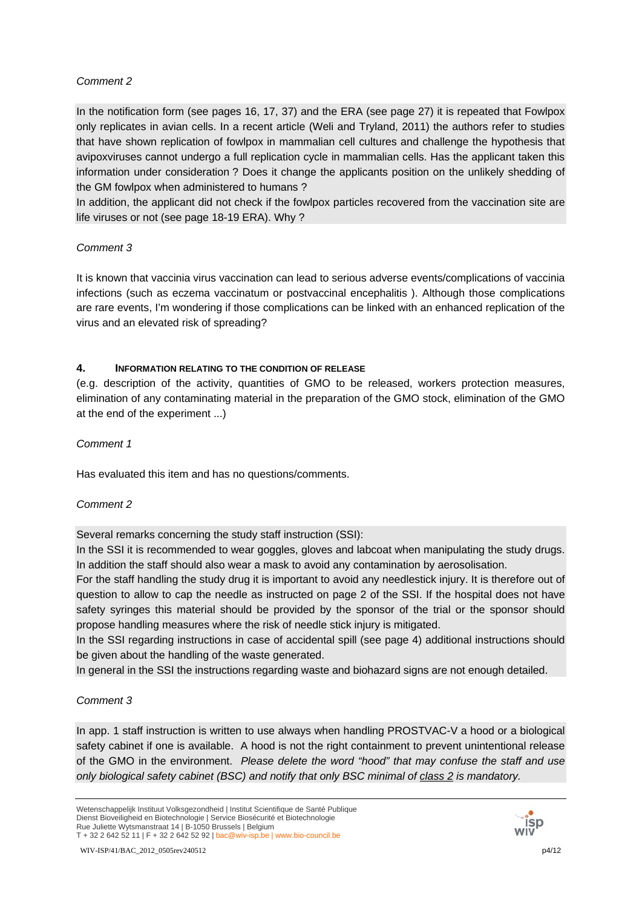*Comment 2*

In the notification form (see pages 16, 17, 37) and the ERA (see page 27) it is repeated that Fowlpox only replicates in avian cells. In a recent article (Weli and Tryland, 2011) the authors refer to studies that have shown replication of fowlpox in mammalian cell cultures and challenge the hypothesis that avipoxviruses cannot undergo a full replication cycle in mammalian cells. Has the applicant taken this information under consideration ? Does it change the applicants position on the unlikely shedding of the GM fowlpox when administered to humans ?

In addition, the applicant did not check if the fowlpox particles recovered from the vaccination site are life viruses or not (see page 18-19 ERA). Why ?

*Comment 3*

It is known that vaccinia virus vaccination can lead to serious adverse events/complications of vaccinia infections (such as eczema vaccinatum or postvaccinal encephalitis ). Although those complications are rare events, I'm wondering if those complications can be linked with an enhanced replication of the virus and an elevated risk of spreading?

#### 4. INFORMATION RELATING TO THE CONDITION OF RELEASE

(e.g. description of the activity, quantities of GMO to be released, workers protection measures, elimination of any contaminating material in the preparation of the GMO stock, elimination of the GMO at the end of the experiment ...)

*Comment 1*

Has evaluated this item and has no questions/comments.

*Comment 2*

Several remarks concerning the study staff instruction (SSI):

In the SSI it is recommended to wear goggles, gloves and labcoat when manipulating the study drugs. In addition the staff should also wear a mask to avoid any contamination by aerosolisation.

For the staff handling the study drug it is important to avoid any needlestick injury. It is therefore out of question to allow to cap the needle as instructed on page 2 of the SSI. If the hospital does not have safety syringes this material should be provided by the sponsor of the trial or the sponsor should propose handling measures where the risk of needle stick injury is mitigated.

In the SSI regarding instructions in case of accidental spill (see page 4) additional instructions should be given about the handling of the waste generated.

In general in the SSI the instructions regarding waste and biohazard signs are not enough detailed.

*Comment 3*

In app. 1 staff instruction is written to use always when handling PROSTVAC-V a hood or a biological safety cabinet if one is available. A hood is not the right containment to prevent unintentional release of the GMO in the environment. *Please delete the word "hood" that may confuse the staff and use only biological safety cabinet (BSC) and notify that only BSC minimal of <u>class 2</u> is mandatory.*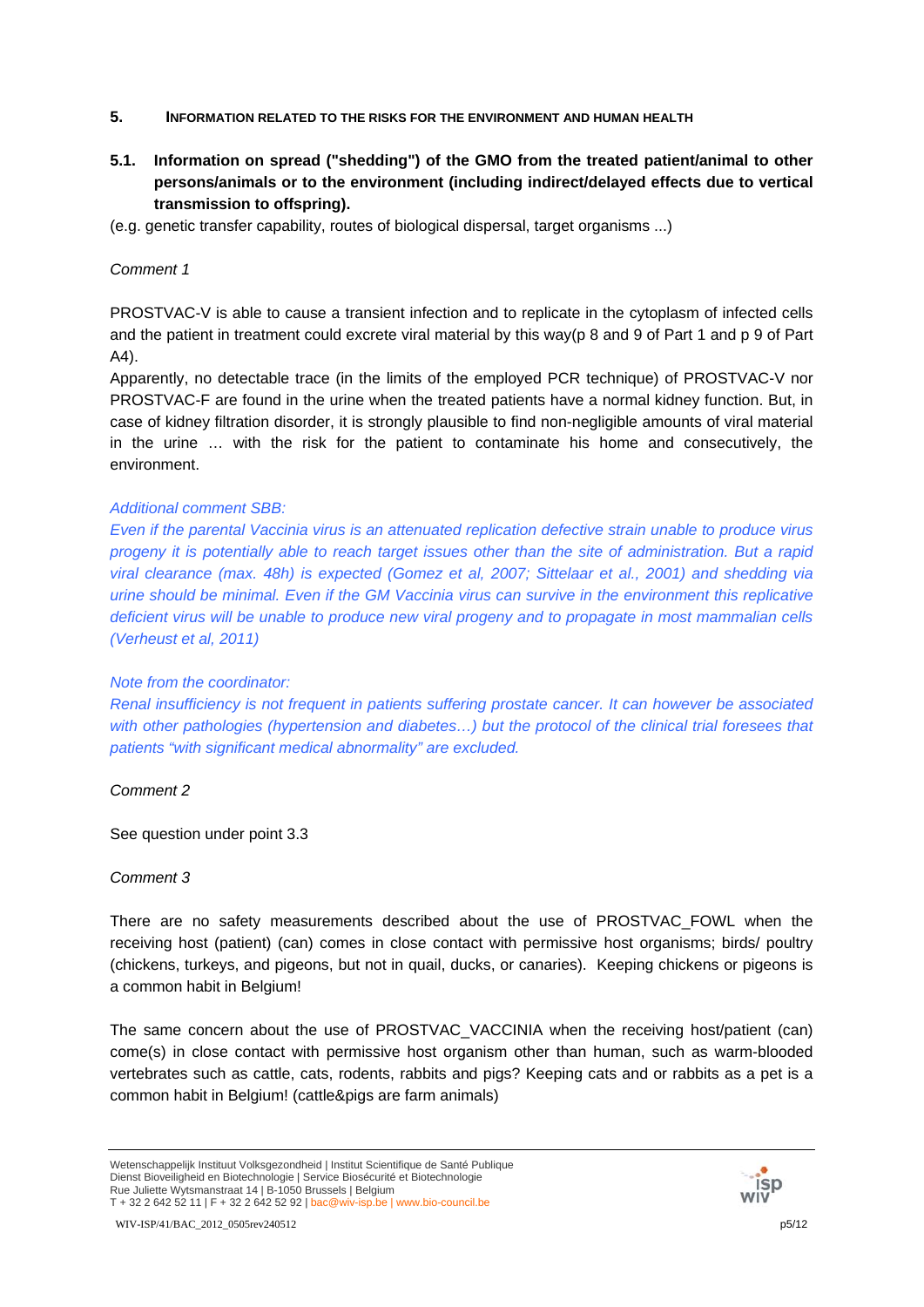## 5. INFORMATION RELATED TO THE RISKS FOR THE ENVIRONMENT AND HUMAN HEALTH

### 5.1. Information on spread ("shedding") of the GMO from the treated patient/animal to other persons/animals or to the environment (including indirect/delayed effects due to vertical transmission to offspring).

(e.g. genetic transfer capability, routes of biological dispersal, target organisms ...)

*Comment 1*

PROSTVAC-V is able to cause a transient infection and to replicate in the cytoplasm of infected cells and the patient in treatment could excrete viral material by this way(p 8 and 9 of Part 1 and p 9 of Part A4).

Apparently, no detectable trace (in the limits of the employed PCR technique) of PROSTVAC-V nor PROSTVAC-F are found in the urine when the treated patients have a normal kidney function. But, in case of kidney filtration disorder, it is strongly plausible to find non-negligible amounts of viral material in the urine … with the risk for the patient to contaminate his home and consecutively, the environment.

*Additional comment SBB:*

*Even if the parental Vaccinia virus is an attenuated replication defective strain unable to produce virus progeny it is potentially able to reach target issues other than the site of administration. But a rapid viral clearance (max. 48h) is expected (Gomez et al, 2007; Sittelaar et al., 2001) and shedding via urine should be minimal. Even if the GM Vaccinia virus can survive in the environment this replicative deficient virus will be unable to produce new viral progeny and to propagate in most mammalian cells (Verheust et al, 2011)*

*Note from the coordinator:*

*Renal insufficiency is not frequent in patients suffering prostate cancer. It can however be associated with other pathologies (hypertension and diabetes…) but the protocol of the clinical trial foresees that patients "with significant medical abnormality" are excluded.*

*Comment 2*

See question under point 3.3

*Comment 3*

There are no safety measurements described about the use of PROSTVAC_FOWL when the receiving host (patient) (can) comes in close contact with permissive host organisms; birds/ poultry (chickens, turkeys, and pigeons, but not in quail, ducks, or canaries). Keeping chickens or pigeons is a common habit in Belgium!

The same concern about the use of PROSTVAC_VACCINIA when the receiving host/patient (can) come(s) in close contact with permissive host organism other than human, such as warm-blooded vertebrates such as cattle, cats, rodents, rabbits and pigs? Keeping cats and or rabbits as a pet is a common habit in Belgium! (cattle&pigs are farm animals)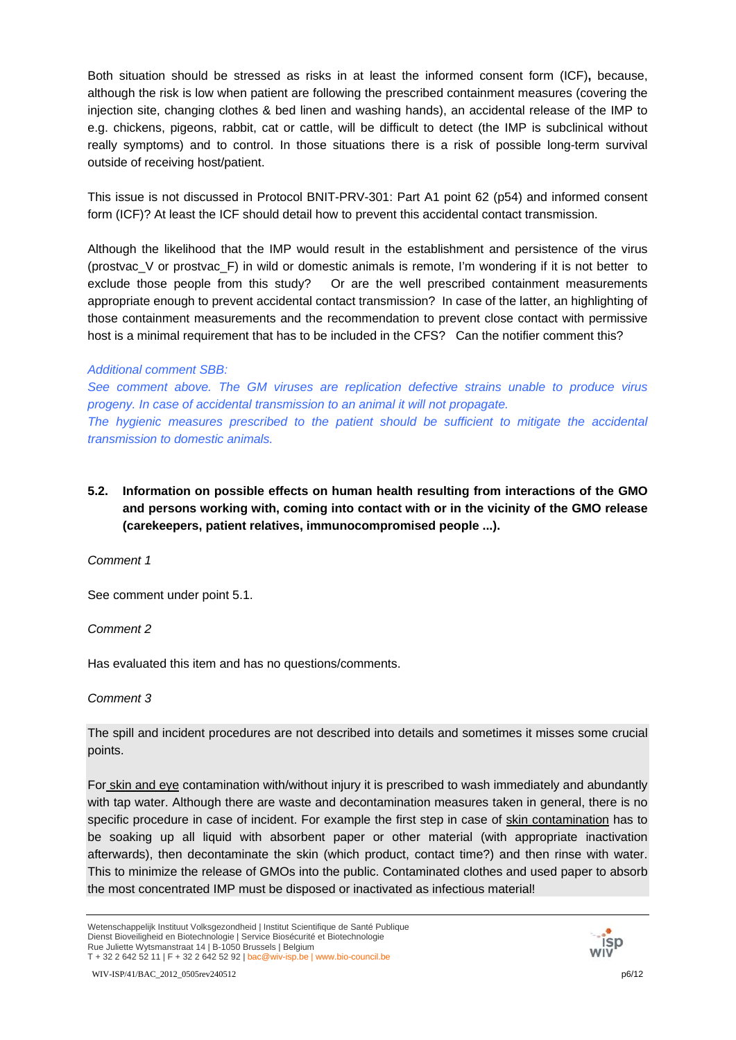Both situation should be stressed as risks in at least the informed consent form (ICF)**,** because, although the risk is low when patient are following the prescribed containment measures (covering the injection site, changing clothes & bed linen and washing hands), an accidental release of the IMP to e.g. chickens, pigeons, rabbit, cat or cattle, will be difficult to detect (the IMP is subclinical without really symptoms) and to control. In those situations there is a risk of possible long-term survival outside of receiving host/patient.

This issue is not discussed in Protocol BNIT-PRV-301: Part A1 point 62 (p54) and informed consent form (ICF)? At least the ICF should detail how to prevent this accidental contact transmission.

Although the likelihood that the IMP would result in the establishment and persistence of the virus (prostvac_V or prostvac_F) in wild or domestic animals is remote, I'm wondering if it is not better to exclude those people from this study? Or are the well prescribed containment measurements appropriate enough to prevent accidental contact transmission? In case of the latter, an highlighting of those containment measurements and the recommendation to prevent close contact with permissive host is a minimal requirement that has to be included in the CFS? Can the notifier comment this?

*Additional comment SBB:*
*See comment above. The GM viruses are replication defective strains unable to produce virus progeny. In case of accidental transmission to an animal it will not propagate.*
*The hygienic measures prescribed to the patient should be sufficient to mitigate the accidental transmission to domestic animals.*

### 5.2. Information on possible effects on human health resulting from interactions of the GMO and persons working with, coming into contact with or in the vicinity of the GMO release (carekeepers, patient relatives, immunocompromised people ...).

*Comment 1*

See comment under point 5.1.

*Comment 2*

Has evaluated this item and has no questions/comments.

*Comment 3*

The spill and incident procedures are not described into details and sometimes it misses some crucial points.

For skin and eye contamination with/without injury it is prescribed to wash immediately and abundantly with tap water. Although there are waste and decontamination measures taken in general, there is no specific procedure in case of incident. For example the first step in case of skin contamination has to be soaking up all liquid with absorbent paper or other material (with appropriate inactivation afterwards), then decontaminate the skin (which product, contact time?) and then rinse with water. This to minimize the release of GMOs into the public. Contaminated clothes and used paper to absorb the most concentrated IMP must be disposed or inactivated as infectious material!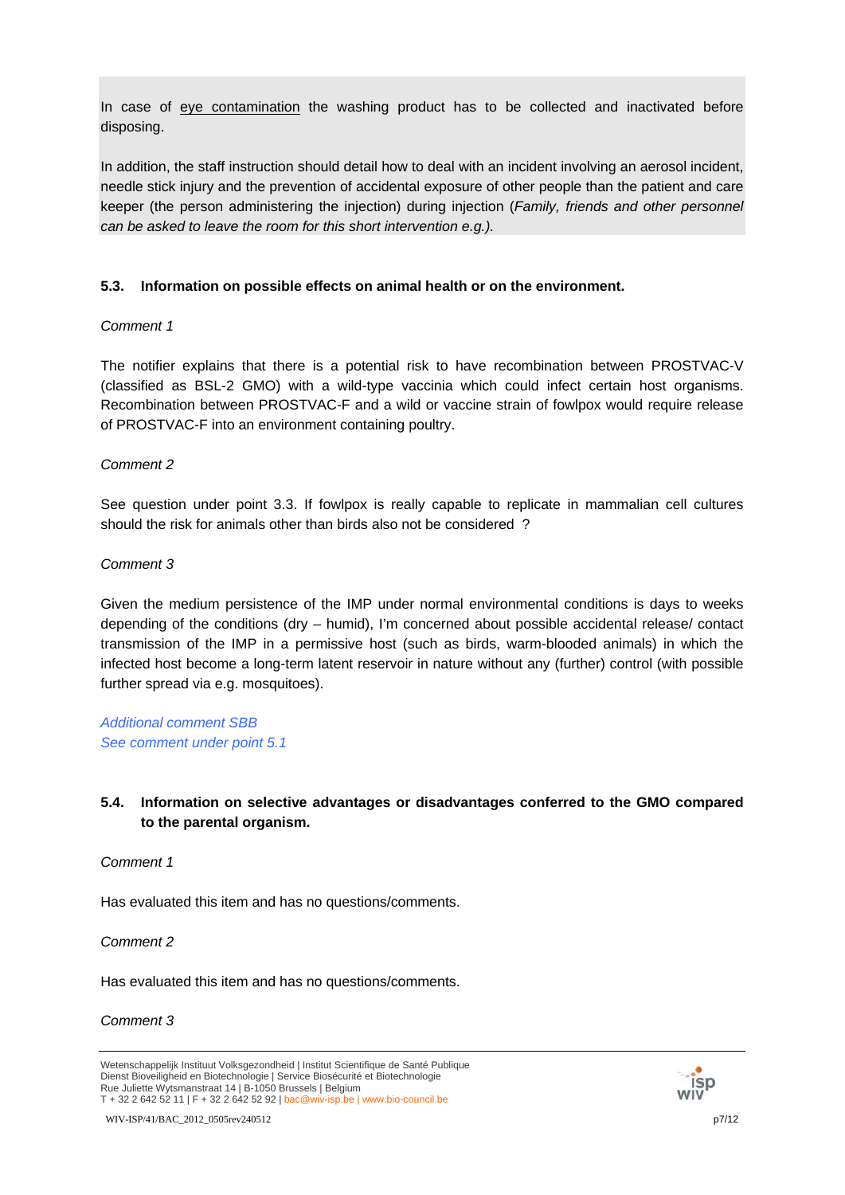In case of eye contamination the washing product has to be collected and inactivated before disposing.

In addition, the staff instruction should detail how to deal with an incident involving an aerosol incident, needle stick injury and the prevention of accidental exposure of other people than the patient and care keeper (the person administering the injection) during injection (*Family, friends and other personnel can be asked to leave the room for this short intervention e.g.).*

#### 5.3. Information on possible effects on animal health or on the environment.

*Comment 1*

The notifier explains that there is a potential risk to have recombination between PROSTVAC-V (classified as BSL-2 GMO) with a wild-type vaccinia which could infect certain host organisms. Recombination between PROSTVAC-F and a wild or vaccine strain of fowlpox would require release of PROSTVAC-F into an environment containing poultry.

*Comment 2*

See question under point 3.3. If fowlpox is really capable to replicate in mammalian cell cultures should the risk for animals other than birds also not be considered ?

*Comment 3*

Given the medium persistence of the IMP under normal environmental conditions is days to weeks depending of the conditions (dry – humid), I'm concerned about possible accidental release/ contact transmission of the IMP in a permissive host (such as birds, warm-blooded animals) in which the infected host become a long-term latent reservoir in nature without any (further) control (with possible further spread via e.g. mosquitoes).

*Additional comment SBB*
*See comment under point 5.1*

#### 5.4. Information on selective advantages or disadvantages conferred to the GMO compared to the parental organism.

*Comment 1*

Has evaluated this item and has no questions/comments.

*Comment 2*

Has evaluated this item and has no questions/comments.

*Comment 3*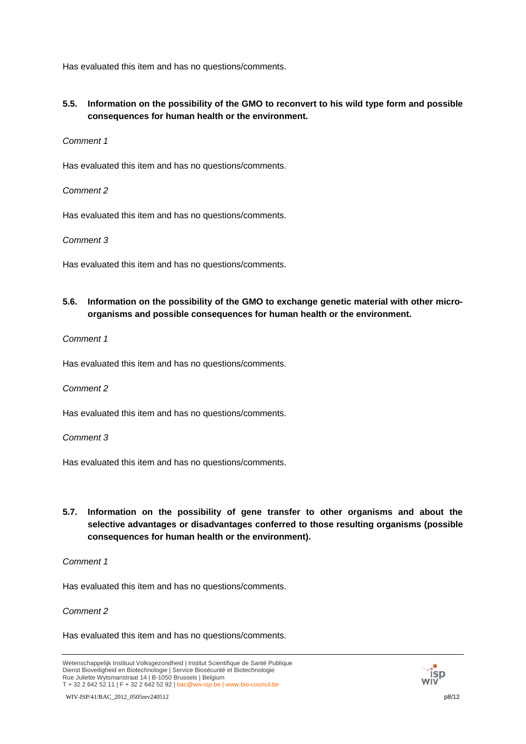Has evaluated this item and has no questions/comments.

### 5.5. Information on the possibility of the GMO to reconvert to his wild type form and possible consequences for human health or the environment.

*Comment 1*

Has evaluated this item and has no questions/comments.

*Comment 2*

Has evaluated this item and has no questions/comments.

*Comment 3*

Has evaluated this item and has no questions/comments.

### 5.6. Information on the possibility of the GMO to exchange genetic material with other micro-organisms and possible consequences for human health or the environment.

*Comment 1*

Has evaluated this item and has no questions/comments.

*Comment 2*

Has evaluated this item and has no questions/comments.

*Comment 3*

Has evaluated this item and has no questions/comments.

### 5.7. Information on the possibility of gene transfer to other organisms and about the selective advantages or disadvantages conferred to those resulting organisms (possible consequences for human health or the environment).

*Comment 1*

Has evaluated this item and has no questions/comments.

*Comment 2*

Has evaluated this item and has no questions/comments.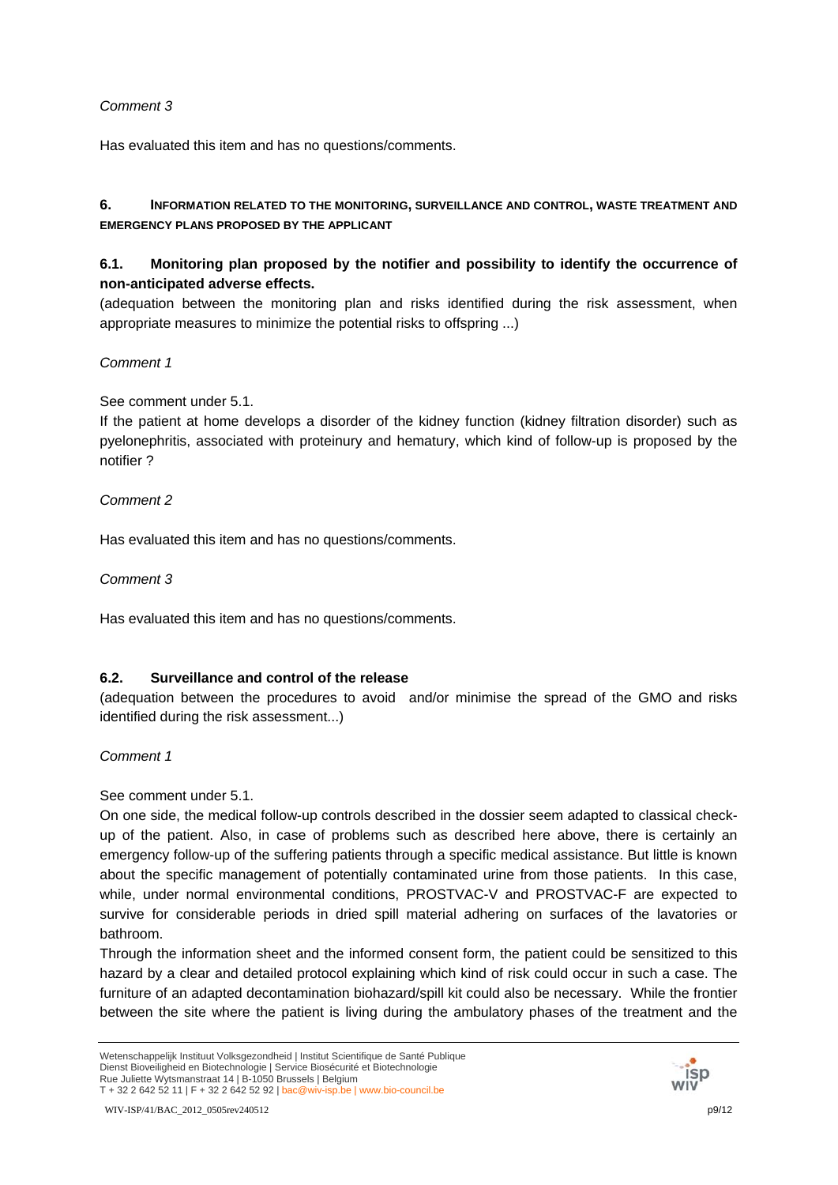*Comment 3*

Has evaluated this item and has no questions/comments.

## 6. INFORMATION RELATED TO THE MONITORING, SURVEILLANCE AND CONTROL, WASTE TREATMENT AND EMERGENCY PLANS PROPOSED BY THE APPLICANT

### 6.1. Monitoring plan proposed by the notifier and possibility to identify the occurrence of non-anticipated adverse effects.

(adequation between the monitoring plan and risks identified during the risk assessment, when appropriate measures to minimize the potential risks to offspring ...)

*Comment 1*

See comment under 5.1.
If the patient at home develops a disorder of the kidney function (kidney filtration disorder) such as pyelonephritis, associated with proteinury and hematury, which kind of follow-up is proposed by the notifier ?

*Comment 2*

Has evaluated this item and has no questions/comments.

*Comment 3*

Has evaluated this item and has no questions/comments.

### 6.2. Surveillance and control of the release

(adequation between the procedures to avoid and/or minimise the spread of the GMO and risks identified during the risk assessment...)

*Comment 1*

See comment under 5.1.
On one side, the medical follow-up controls described in the dossier seem adapted to classical check-up of the patient. Also, in case of problems such as described here above, there is certainly an emergency follow-up of the suffering patients through a specific medical assistance. But little is known about the specific management of potentially contaminated urine from those patients. In this case, while, under normal environmental conditions, PROSTVAC-V and PROSTVAC-F are expected to survive for considerable periods in dried spill material adhering on surfaces of the lavatories or bathroom.
Through the information sheet and the informed consent form, the patient could be sensitized to this hazard by a clear and detailed protocol explaining which kind of risk could occur in such a case. The furniture of an adapted decontamination biohazard/spill kit could also be necessary. While the frontier between the site where the patient is living during the ambulatory phases of the treatment and the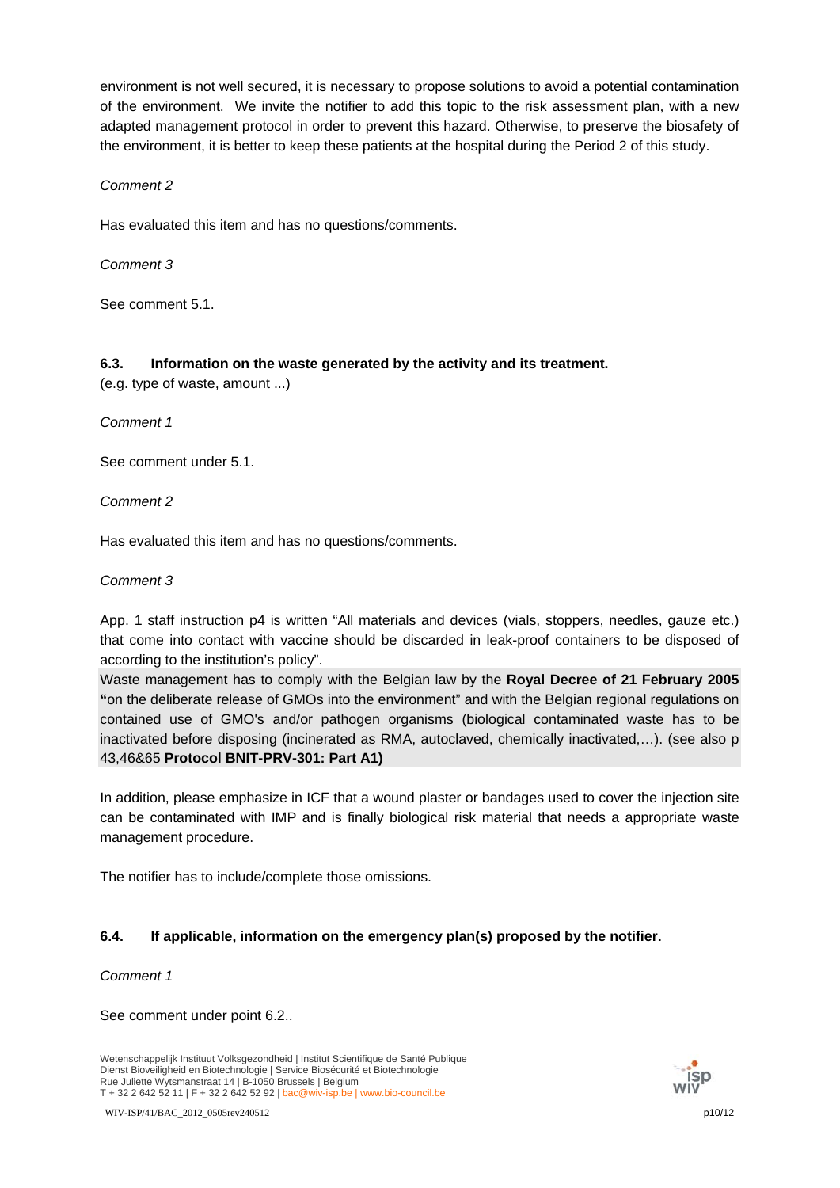environment is not well secured, it is necessary to propose solutions to avoid a potential contamination of the environment. We invite the notifier to add this topic to the risk assessment plan, with a new adapted management protocol in order to prevent this hazard. Otherwise, to preserve the biosafety of the environment, it is better to keep these patients at the hospital during the Period 2 of this study.

*Comment 2*

Has evaluated this item and has no questions/comments.

*Comment 3*

See comment 5.1.

### 6.3. Information on the waste generated by the activity and its treatment.

(e.g. type of waste, amount ...)

*Comment 1*

See comment under 5.1.

*Comment 2*

Has evaluated this item and has no questions/comments.

*Comment 3*

App. 1 staff instruction p4 is written "All materials and devices (vials, stoppers, needles, gauze etc.) that come into contact with vaccine should be discarded in leak-proof containers to be disposed of according to the institution's policy".

Waste management has to comply with the Belgian law by the **Royal Decree of 21 February 2005 "**on the deliberate release of GMOs into the environment" and with the Belgian regional regulations on contained use of GMO's and/or pathogen organisms (biological contaminated waste has to be inactivated before disposing (incinerated as RMA, autoclaved, chemically inactivated,…). (see also p 43,46&65 **Protocol BNIT-PRV-301: Part A1)**

In addition, please emphasize in ICF that a wound plaster or bandages used to cover the injection site can be contaminated with IMP and is finally biological risk material that needs a appropriate waste management procedure.

The notifier has to include/complete those omissions.

### 6.4. If applicable, information on the emergency plan(s) proposed by the notifier.

*Comment 1*

See comment under point 6.2..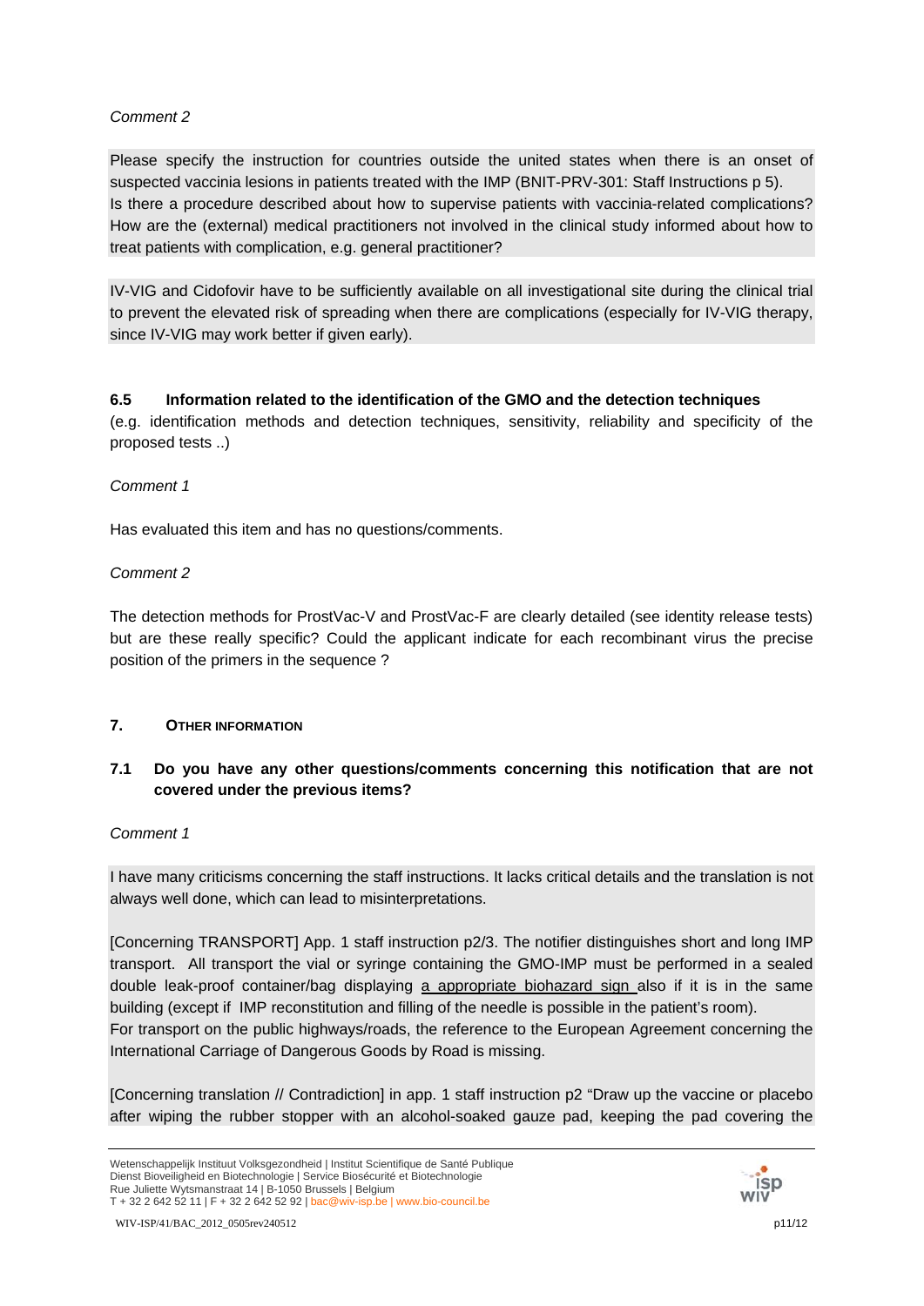*Comment 2*

Please specify the instruction for countries outside the united states when there is an onset of suspected vaccinia lesions in patients treated with the IMP (BNIT-PRV-301: Staff Instructions p 5).
Is there a procedure described about how to supervise patients with vaccinia-related complications? How are the (external) medical practitioners not involved in the clinical study informed about how to treat patients with complication, e.g. general practitioner?

IV-VIG and Cidofovir have to be sufficiently available on all investigational site during the clinical trial to prevent the elevated risk of spreading when there are complications (especially for IV-VIG therapy, since IV-VIG may work better if given early).

### 6.5 Information related to the identification of the GMO and the detection techniques

(e.g. identification methods and detection techniques, sensitivity, reliability and specificity of the proposed tests ..)

*Comment 1*

Has evaluated this item and has no questions/comments.

*Comment 2*

The detection methods for ProstVac-V and ProstVac-F are clearly detailed (see identity release tests) but are these really specific? Could the applicant indicate for each recombinant virus the precise position of the primers in the sequence ?

## 7. OTHER INFORMATION

### 7.1 Do you have any other questions/comments concerning this notification that are not covered under the previous items?

*Comment 1*

I have many criticisms concerning the staff instructions. It lacks critical details and the translation is not always well done, which can lead to misinterpretations.

[Concerning TRANSPORT] App. 1 staff instruction p2/3. The notifier distinguishes short and long IMP transport. All transport the vial or syringe containing the GMO-IMP must be performed in a sealed double leak-proof container/bag displaying a appropriate biohazard sign also if it is in the same building (except if IMP reconstitution and filling of the needle is possible in the patient's room).
For transport on the public highways/roads, the reference to the European Agreement concerning the International Carriage of Dangerous Goods by Road is missing.

[Concerning translation // Contradiction] in app. 1 staff instruction p2 "Draw up the vaccine or placebo after wiping the rubber stopper with an alcohol-soaked gauze pad, keeping the pad covering the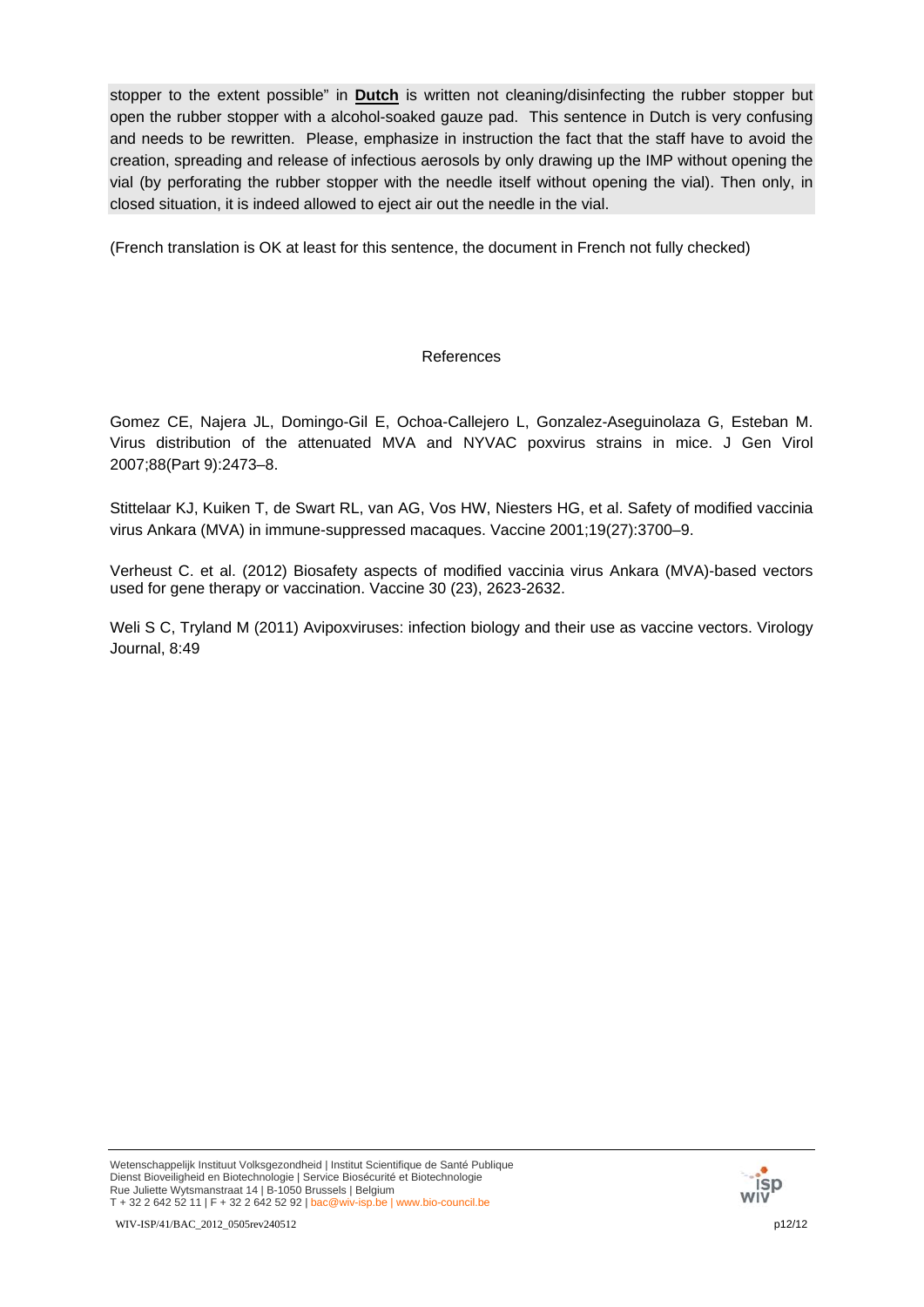stopper to the extent possible" in **Dutch** is written not cleaning/disinfecting the rubber stopper but open the rubber stopper with a alcohol-soaked gauze pad. This sentence in Dutch is very confusing and needs to be rewritten. Please, emphasize in instruction the fact that the staff have to avoid the creation, spreading and release of infectious aerosols by only drawing up the IMP without opening the vial (by perforating the rubber stopper with the needle itself without opening the vial). Then only, in closed situation, it is indeed allowed to eject air out the needle in the vial.

(French translation is OK at least for this sentence, the document in French not fully checked)

## References

Gomez CE, Najera JL, Domingo-Gil E, Ochoa-Callejero L, Gonzalez-Aseguinolaza G, Esteban M. Virus distribution of the attenuated MVA and NYVAC poxvirus strains in mice. J Gen Virol 2007;88(Part 9):2473–8.

Stittelaar KJ, Kuiken T, de Swart RL, van AG, Vos HW, Niesters HG, et al. Safety of modified vaccinia virus Ankara (MVA) in immune-suppressed macaques. Vaccine 2001;19(27):3700–9.

Verheust C. et al. (2012) Biosafety aspects of modified vaccinia virus Ankara (MVA)-based vectors used for gene therapy or vaccination. Vaccine 30 (23), 2623-2632.

Weli S C, Tryland M (2011) Avipoxviruses: infection biology and their use as vaccine vectors. Virology Journal, 8:49